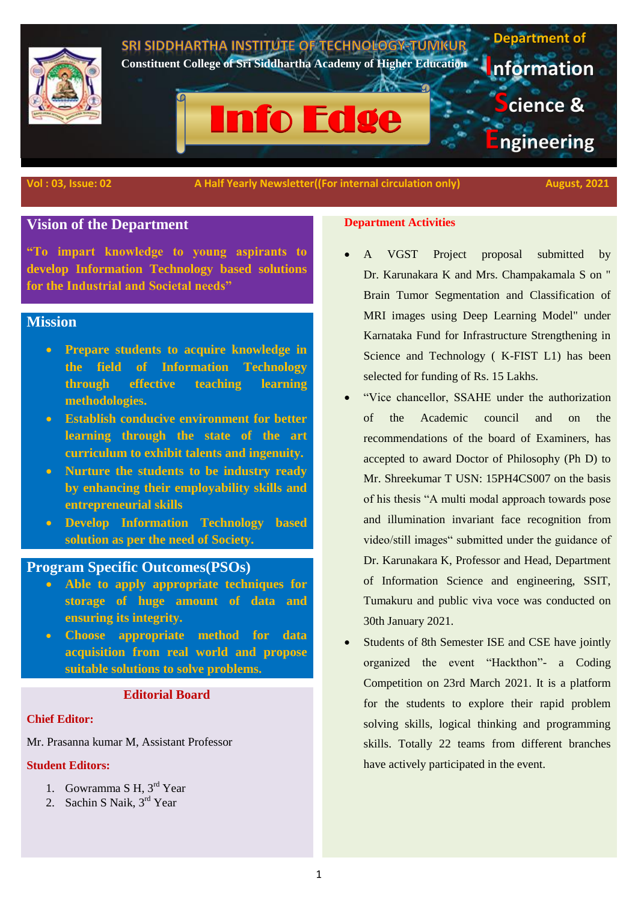SRI SIDDHARTHA INSTITUTE OF TECHNOLOGY-TUMKUR

Constituent College of Sri Siddhartha Academy of Higher Education

# Info Edge

Department of Information Science & Engineering

Vol : 03, Issue: 02 | A Half Yearly Newsletter((For internal circulation only) | August, 2021

## Vision of the Department

**"To impart knowledge to young aspirants to develop Information Technology based solutions for the Industrial and Societal needs"**

## Mission

- **Prepare students to acquire knowledge in the field of Information Technology through effective teaching learning methodologies.**
- **Establish conducive environment for better learning through the state of the art curriculum to exhibit talents and ingenuity.**
- **Nurture the students to be industry ready by enhancing their employability skills and entrepreneurial skills**
- **Develop Information Technology based solution as per the need of Society.**

## Program Specific Outcomes(PSOs)

- **Able to apply appropriate techniques for storage of huge amount of data and ensuring its integrity.**
- **Choose appropriate method for data acquisition from real world and propose suitable solutions to solve problems.**

## Editorial Board

**Chief Editor:**

Mr. Prasanna kumar M, Assistant Professor

**Student Editors:**

1. Gowramma S H, 3rd Year
2. Sachin S Naik, 3rd Year

## Department Activities

- A VGST Project proposal submitted by Dr. Karunakara K and Mrs. Champakamala S on " Brain Tumor Segmentation and Classification of MRI images using Deep Learning Model" under Karnataka Fund for Infrastructure Strengthening in Science and Technology ( K-FIST L1) has been selected for funding of Rs. 15 Lakhs.
- "Vice chancellor, SSAHE under the authorization of the Academic council and on the recommendations of the board of Examiners, has accepted to award Doctor of Philosophy (Ph D) to Mr. Shreekumar T USN: 15PH4CS007 on the basis of his thesis "A multi modal approach towards pose and illumination invariant face recognition from video/still images" submitted under the guidance of Dr. Karunakara K, Professor and Head, Department of Information Science and engineering, SSIT, Tumakuru and public viva voce was conducted on 30th January 2021.
- Students of 8th Semester ISE and CSE have jointly organized the event "Hackthon"- a Coding Competition on 23rd March 2021. It is a platform for the students to explore their rapid problem solving skills, logical thinking and programming skills. Totally 22 teams from different branches have actively participated in the event.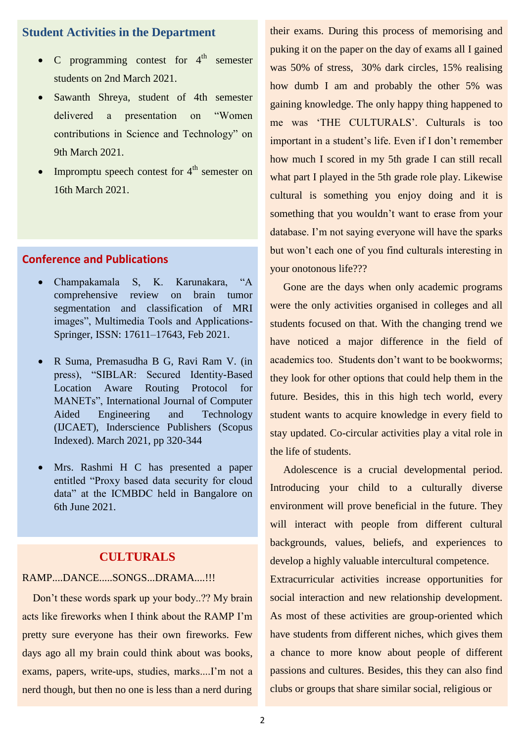## Student Activities in the Department

- C programming contest for 4th semester students on 2nd March 2021.
- Sawanth Shreya, student of 4th semester delivered a presentation on "Women contributions in Science and Technology" on 9th March 2021.
- Impromptu speech contest for 4th semester on 16th March 2021.

## Conference and Publications

- Champakamala S, K. Karunakara, "A comprehensive review on brain tumor segmentation and classification of MRI images", Multimedia Tools and Applications-Springer, ISSN: 17611–17643, Feb 2021.
- R Suma, Premasudha B G, Ravi Ram V. (in press), "SIBLAR: Secured Identity-Based Location Aware Routing Protocol for MANETs", International Journal of Computer Aided Engineering and Technology (IJCAET), Inderscience Publishers (Scopus Indexed). March 2021, pp 320-344
- Mrs. Rashmi H C has presented a paper entitled "Proxy based data security for cloud data" at the ICMBDC held in Bangalore on 6th June 2021.

## CULTURALS

RAMP....DANCE.....SONGS...DRAMA....!!!

Don't these words spark up your body..?? My brain acts like fireworks when I think about the RAMP I'm pretty sure everyone has their own fireworks. Few days ago all my brain could think about was books, exams, papers, write-ups, studies, marks....I'm not a nerd though, but then no one is less than a nerd during their exams. During this process of memorising and puking it on the paper on the day of exams all I gained was 50% of stress, 30% dark circles, 15% realising how dumb I am and probably the other 5% was gaining knowledge. The only happy thing happened to me was 'THE CULTURALS'. Culturals is too important in a student's life. Even if I don't remember how much I scored in my 5th grade I can still recall what part I played in the 5th grade role play. Likewise cultural is something you enjoy doing and it is something that you wouldn't want to erase from your database. I'm not saying everyone will have the sparks but won't each one of you find culturals interesting in your onotonous life???

Gone are the days when only academic programs were the only activities organised in colleges and all students focused on that. With the changing trend we have noticed a major difference in the field of academics too. Students don't want to be bookworms; they look for other options that could help them in the future. Besides, this in this high tech world, every student wants to acquire knowledge in every field to stay updated. Co-circular activities play a vital role in the life of students.

Adolescence is a crucial developmental period. Introducing your child to a culturally diverse environment will prove beneficial in the future. They will interact with people from different cultural backgrounds, values, beliefs, and experiences to develop a highly valuable intercultural competence.

Extracurricular activities increase opportunities for social interaction and new relationship development. As most of these activities are group-oriented which have students from different niches, which gives them a chance to more know about people of different passions and cultures. Besides, this they can also find clubs or groups that share similar social, religious or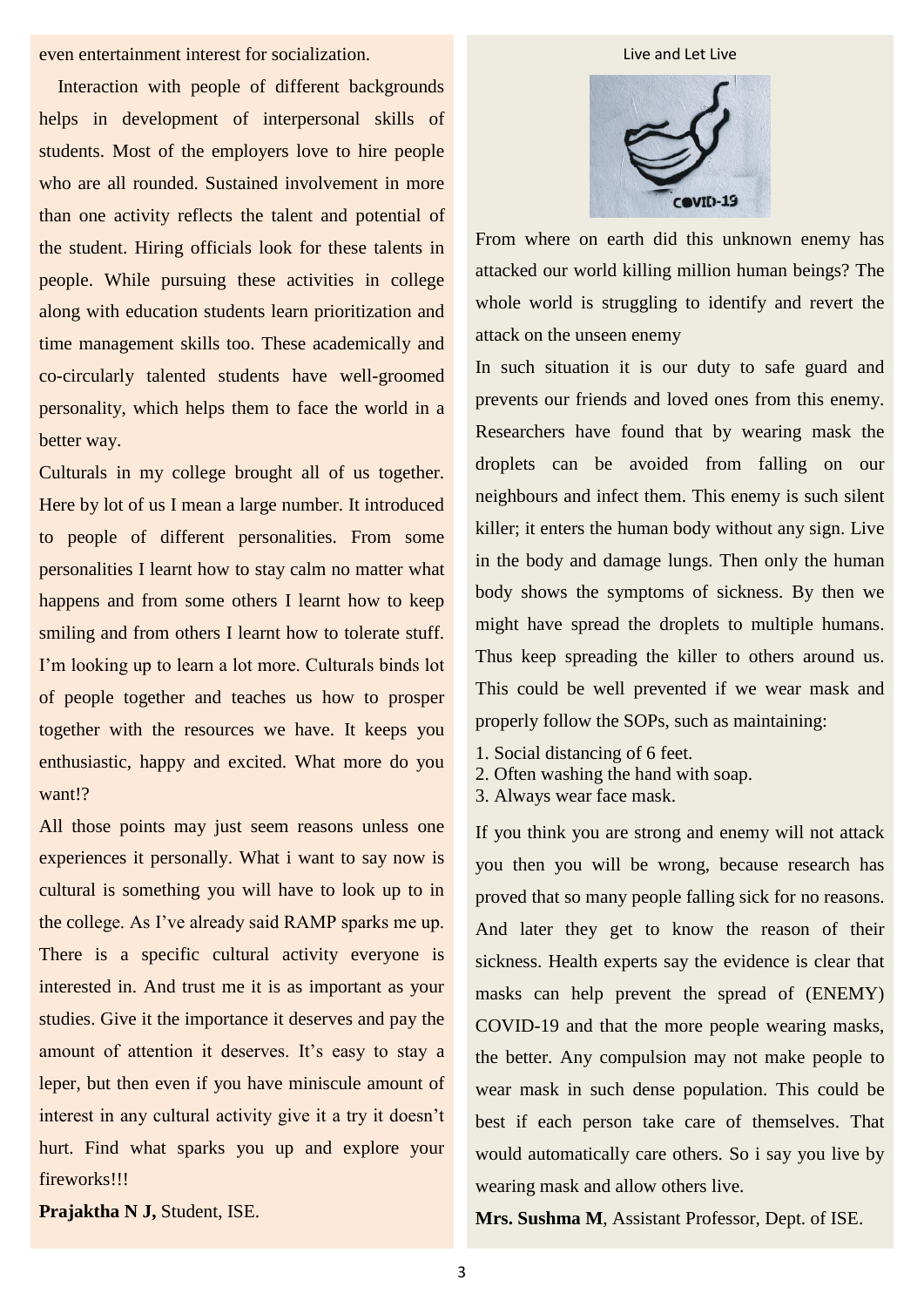even entertainment interest for socialization.

Interaction with people of different backgrounds helps in development of interpersonal skills of students. Most of the employers love to hire people who are all rounded. Sustained involvement in more than one activity reflects the talent and potential of the student. Hiring officials look for these talents in people. While pursuing these activities in college along with education students learn prioritization and time management skills too. These academically and co-circularly talented students have well-groomed personality, which helps them to face the world in a better way.

Culturals in my college brought all of us together. Here by lot of us I mean a large number. It introduced to people of different personalities. From some personalities I learnt how to stay calm no matter what happens and from some others I learnt how to keep smiling and from others I learnt how to tolerate stuff. I'm looking up to learn a lot more. Culturals binds lot of people together and teaches us how to prosper together with the resources we have. It keeps you enthusiastic, happy and excited. What more do you want!?

All those points may just seem reasons unless one experiences it personally. What i want to say now is cultural is something you will have to look up to in the college. As I've already said RAMP sparks me up. There is a specific cultural activity everyone is interested in. And trust me it is as important as your studies. Give it the importance it deserves and pay the amount of attention it deserves. It's easy to stay a leper, but then even if you have miniscule amount of interest in any cultural activity give it a try it doesn't hurt. Find what sparks you up and explore your fireworks!!!

**Prajaktha N J,** Student, ISE.

## Live and Let Live

From where on earth did this unknown enemy has attacked our world killing million human beings? The whole world is struggling to identify and revert the attack on the unseen enemy

In such situation it is our duty to safe guard and prevents our friends and loved ones from this enemy. Researchers have found that by wearing mask the droplets can be avoided from falling on our neighbours and infect them. This enemy is such silent killer; it enters the human body without any sign. Live in the body and damage lungs. Then only the human body shows the symptoms of sickness. By then we might have spread the droplets to multiple humans. Thus keep spreading the killer to others around us. This could be well prevented if we wear mask and properly follow the SOPs, such as maintaining:

1. Social distancing of 6 feet.
2. Often washing the hand with soap.
3. Always wear face mask.

If you think you are strong and enemy will not attack you then you will be wrong, because research has proved that so many people falling sick for no reasons. And later they get to know the reason of their sickness. Health experts say the evidence is clear that masks can help prevent the spread of (ENEMY) COVID-19 and that the more people wearing masks, the better. Any compulsion may not make people to wear mask in such dense population. This could be best if each person take care of themselves. That would automatically care others. So i say you live by wearing mask and allow others live.

**Mrs. Sushma M**, Assistant Professor, Dept. of ISE.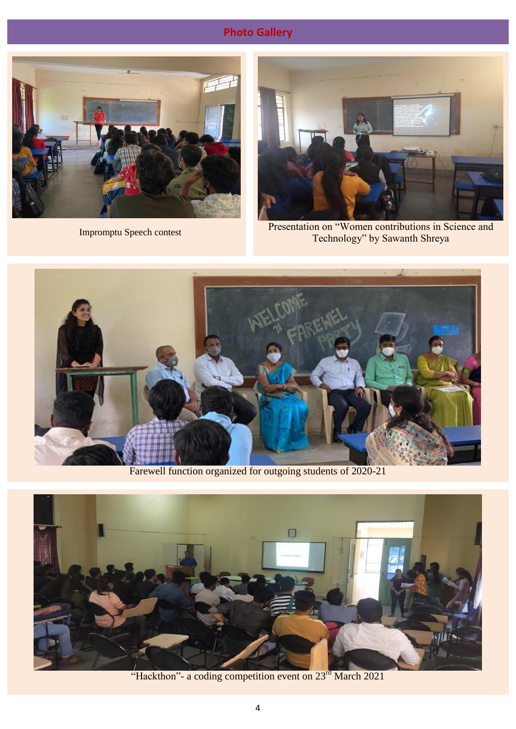## Photo Gallery

Impromptu Speech contest

Presentation on "Women contributions in Science and Technology" by Sawanth Shreya

Farewell function organized for outgoing students of 2020-21

"Hackthon"- a coding competition event on 23rd March 2021